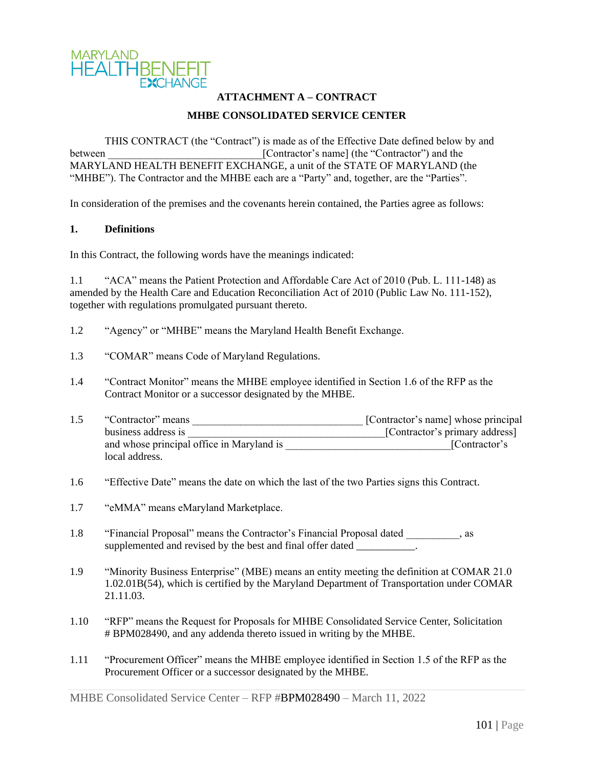MARYLAND HEALTHBENEFIT EXCHANGE

# ATTACHMENT A – CONTRACT

## MHBE CONSOLIDATED SERVICE CENTER

THIS CONTRACT (the "Contract") is made as of the Effective Date defined below by and between ____________________________[Contractor's name] (the "Contractor") and the MARYLAND HEALTH BENEFIT EXCHANGE, a unit of the STATE OF MARYLAND (the "MHBE"). The Contractor and the MHBE each are a "Party" and, together, are the "Parties".

In consideration of the premises and the covenants herein contained, the Parties agree as follows:

**1. Definitions**

In this Contract, the following words have the meanings indicated:

1.1 "ACA" means the Patient Protection and Affordable Care Act of 2010 (Pub. L. 111-148) as amended by the Health Care and Education Reconciliation Act of 2010 (Public Law No. 111-152), together with regulations promulgated pursuant thereto.

1.2 "Agency" or "MHBE" means the Maryland Health Benefit Exchange.

1.3 "COMAR" means Code of Maryland Regulations.

1.4 "Contract Monitor" means the MHBE employee identified in Section 1.6 of the RFP as the Contract Monitor or a successor designated by the MHBE.

1.5 "Contractor" means ________________________________ [Contractor's name] whose principal business address is _____________________________________[Contractor's primary address] and whose principal office in Maryland is ______________________________[Contractor's local address].

1.6 "Effective Date" means the date on which the last of the two Parties signs this Contract.

1.7 "eMMA" means eMaryland Marketplace.

1.8 "Financial Proposal" means the Contractor's Financial Proposal dated __________, as supplemented and revised by the best and final offer dated ___________.

1.9 "Minority Business Enterprise" (MBE) means an entity meeting the definition at COMAR 21.0 1.02.01B(54), which is certified by the Maryland Department of Transportation under COMAR 21.11.03.

1.10 "RFP" means the Request for Proposals for MHBE Consolidated Service Center, Solicitation # BPM028490, and any addenda thereto issued in writing by the MHBE.

1.11 "Procurement Officer" means the MHBE employee identified in Section 1.5 of the RFP as the Procurement Officer or a successor designated by the MHBE.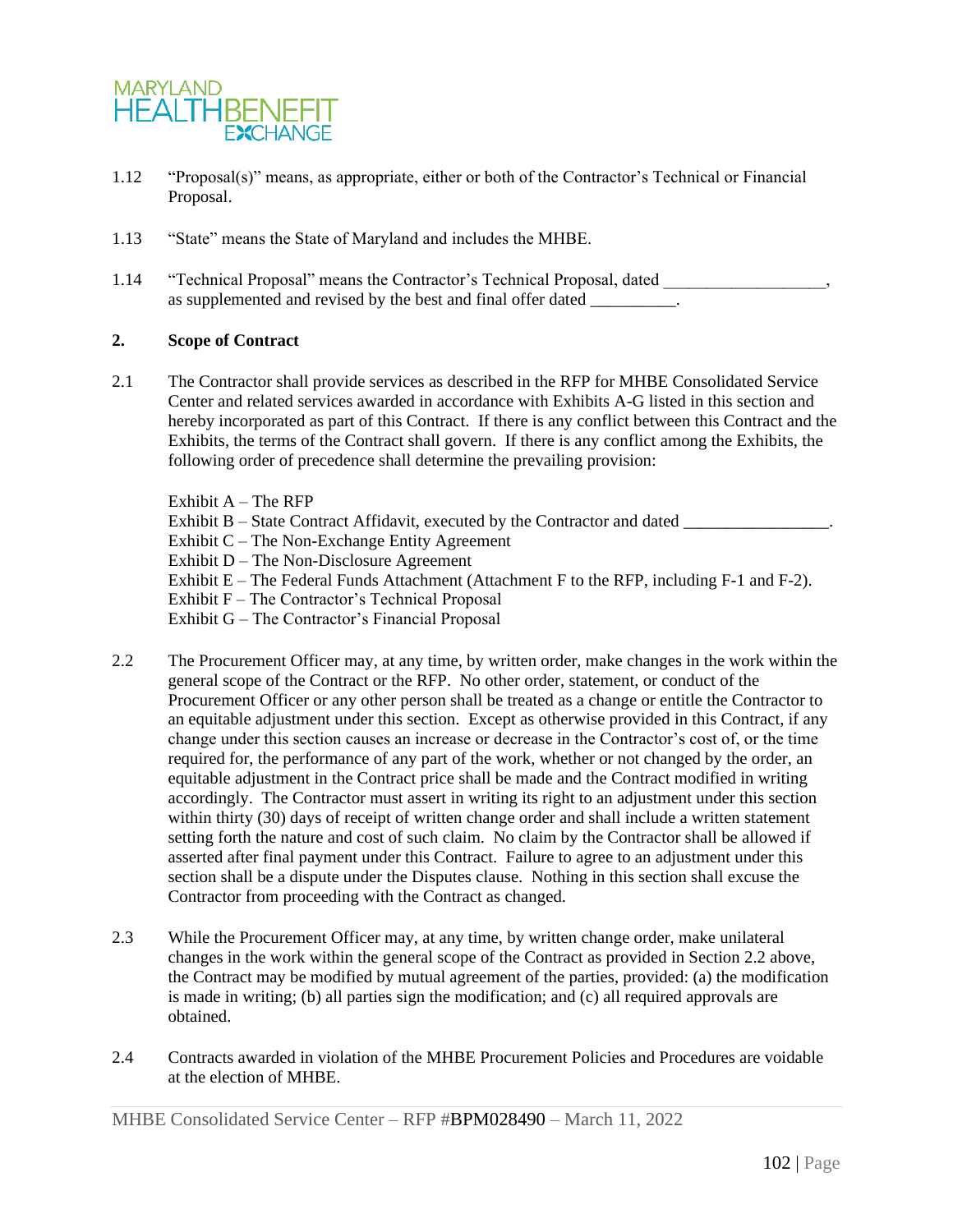1.12 "Proposal(s)" means, as appropriate, either or both of the Contractor's Technical or Financial Proposal.

1.13 "State" means the State of Maryland and includes the MHBE.

1.14 "Technical Proposal" means the Contractor's Technical Proposal, dated ___________________, as supplemented and revised by the best and final offer dated __________.

## 2. Scope of Contract

2.1 The Contractor shall provide services as described in the RFP for MHBE Consolidated Service Center and related services awarded in accordance with Exhibits A-G listed in this section and hereby incorporated as part of this Contract. If there is any conflict between this Contract and the Exhibits, the terms of the Contract shall govern. If there is any conflict among the Exhibits, the following order of precedence shall determine the prevailing provision:

Exhibit A – The RFP
Exhibit B – State Contract Affidavit, executed by the Contractor and dated _________________.
Exhibit C – The Non-Exchange Entity Agreement
Exhibit D – The Non-Disclosure Agreement
Exhibit E – The Federal Funds Attachment (Attachment F to the RFP, including F-1 and F-2).
Exhibit F – The Contractor's Technical Proposal
Exhibit G – The Contractor's Financial Proposal

2.2 The Procurement Officer may, at any time, by written order, make changes in the work within the general scope of the Contract or the RFP. No other order, statement, or conduct of the Procurement Officer or any other person shall be treated as a change or entitle the Contractor to an equitable adjustment under this section. Except as otherwise provided in this Contract, if any change under this section causes an increase or decrease in the Contractor's cost of, or the time required for, the performance of any part of the work, whether or not changed by the order, an equitable adjustment in the Contract price shall be made and the Contract modified in writing accordingly. The Contractor must assert in writing its right to an adjustment under this section within thirty (30) days of receipt of written change order and shall include a written statement setting forth the nature and cost of such claim. No claim by the Contractor shall be allowed if asserted after final payment under this Contract. Failure to agree to an adjustment under this section shall be a dispute under the Disputes clause. Nothing in this section shall excuse the Contractor from proceeding with the Contract as changed.

2.3 While the Procurement Officer may, at any time, by written change order, make unilateral changes in the work within the general scope of the Contract as provided in Section 2.2 above, the Contract may be modified by mutual agreement of the parties, provided: (a) the modification is made in writing; (b) all parties sign the modification; and (c) all required approvals are obtained.

2.4 Contracts awarded in violation of the MHBE Procurement Policies and Procedures are voidable at the election of MHBE.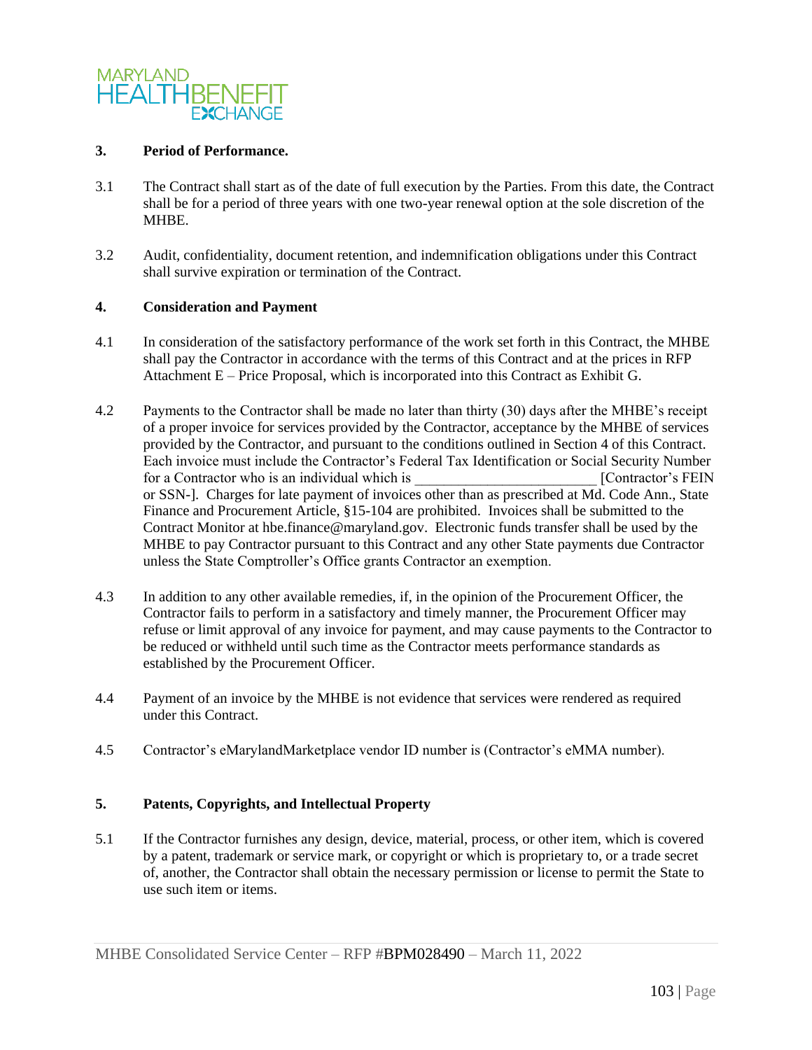### 3. Period of Performance.

3.1 The Contract shall start as of the date of full execution by the Parties. From this date, the Contract shall be for a period of three years with one two-year renewal option at the sole discretion of the MHBE.

3.2 Audit, confidentiality, document retention, and indemnification obligations under this Contract shall survive expiration or termination of the Contract.

### 4. Consideration and Payment

4.1 In consideration of the satisfactory performance of the work set forth in this Contract, the MHBE shall pay the Contractor in accordance with the terms of this Contract and at the prices in RFP Attachment E – Price Proposal, which is incorporated into this Contract as Exhibit G.

4.2 Payments to the Contractor shall be made no later than thirty (30) days after the MHBE's receipt of a proper invoice for services provided by the Contractor, acceptance by the MHBE of services provided by the Contractor, and pursuant to the conditions outlined in Section 4 of this Contract. Each invoice must include the Contractor's Federal Tax Identification or Social Security Number for a Contractor who is an individual which is ________________________ [Contractor's FEIN or SSN-]. Charges for late payment of invoices other than as prescribed at Md. Code Ann., State Finance and Procurement Article, §15-104 are prohibited. Invoices shall be submitted to the Contract Monitor at hbe.finance@maryland.gov. Electronic funds transfer shall be used by the MHBE to pay Contractor pursuant to this Contract and any other State payments due Contractor unless the State Comptroller's Office grants Contractor an exemption.

4.3 In addition to any other available remedies, if, in the opinion of the Procurement Officer, the Contractor fails to perform in a satisfactory and timely manner, the Procurement Officer may refuse or limit approval of any invoice for payment, and may cause payments to the Contractor to be reduced or withheld until such time as the Contractor meets performance standards as established by the Procurement Officer.

4.4 Payment of an invoice by the MHBE is not evidence that services were rendered as required under this Contract.

4.5 Contractor's eMarylandMarketplace vendor ID number is (Contractor's eMMA number).

### 5. Patents, Copyrights, and Intellectual Property

5.1 If the Contractor furnishes any design, device, material, process, or other item, which is covered by a patent, trademark or service mark, or copyright or which is proprietary to, or a trade secret of, another, the Contractor shall obtain the necessary permission or license to permit the State to use such item or items.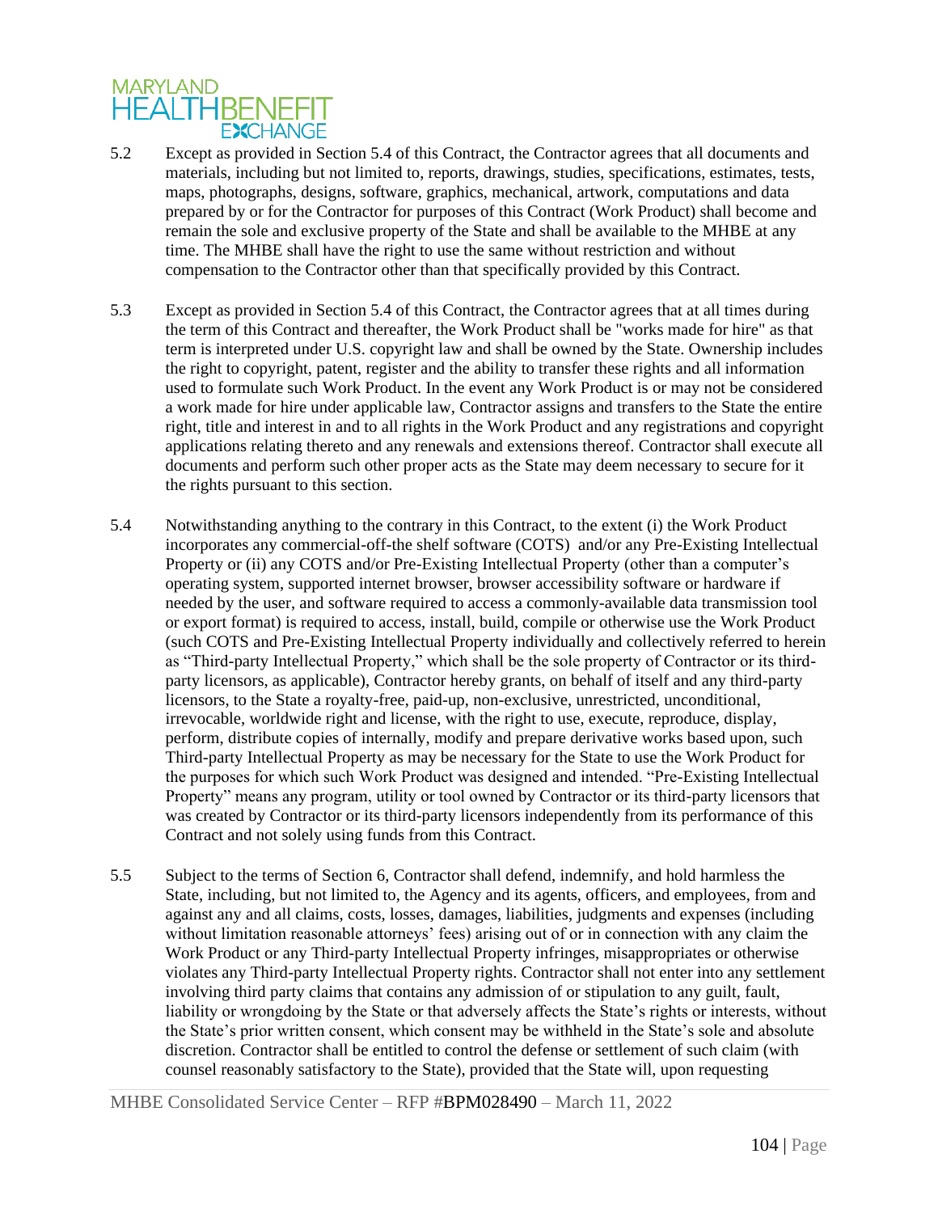5.2 Except as provided in Section 5.4 of this Contract, the Contractor agrees that all documents and materials, including but not limited to, reports, drawings, studies, specifications, estimates, tests, maps, photographs, designs, software, graphics, mechanical, artwork, computations and data prepared by or for the Contractor for purposes of this Contract (Work Product) shall become and remain the sole and exclusive property of the State and shall be available to the MHBE at any time. The MHBE shall have the right to use the same without restriction and without compensation to the Contractor other than that specifically provided by this Contract.

5.3 Except as provided in Section 5.4 of this Contract, the Contractor agrees that at all times during the term of this Contract and thereafter, the Work Product shall be "works made for hire" as that term is interpreted under U.S. copyright law and shall be owned by the State. Ownership includes the right to copyright, patent, register and the ability to transfer these rights and all information used to formulate such Work Product. In the event any Work Product is or may not be considered a work made for hire under applicable law, Contractor assigns and transfers to the State the entire right, title and interest in and to all rights in the Work Product and any registrations and copyright applications relating thereto and any renewals and extensions thereof. Contractor shall execute all documents and perform such other proper acts as the State may deem necessary to secure for it the rights pursuant to this section.

5.4 Notwithstanding anything to the contrary in this Contract, to the extent (i) the Work Product incorporates any commercial-off-the shelf software (COTS) and/or any Pre-Existing Intellectual Property or (ii) any COTS and/or Pre-Existing Intellectual Property (other than a computer's operating system, supported internet browser, browser accessibility software or hardware if needed by the user, and software required to access a commonly-available data transmission tool or export format) is required to access, install, build, compile or otherwise use the Work Product (such COTS and Pre-Existing Intellectual Property individually and collectively referred to herein as "Third-party Intellectual Property," which shall be the sole property of Contractor or its third-party licensors, as applicable), Contractor hereby grants, on behalf of itself and any third-party licensors, to the State a royalty-free, paid-up, non-exclusive, unrestricted, unconditional, irrevocable, worldwide right and license, with the right to use, execute, reproduce, display, perform, distribute copies of internally, modify and prepare derivative works based upon, such Third-party Intellectual Property as may be necessary for the State to use the Work Product for the purposes for which such Work Product was designed and intended. "Pre-Existing Intellectual Property" means any program, utility or tool owned by Contractor or its third-party licensors that was created by Contractor or its third-party licensors independently from its performance of this Contract and not solely using funds from this Contract.

5.5 Subject to the terms of Section 6, Contractor shall defend, indemnify, and hold harmless the State, including, but not limited to, the Agency and its agents, officers, and employees, from and against any and all claims, costs, losses, damages, liabilities, judgments and expenses (including without limitation reasonable attorneys' fees) arising out of or in connection with any claim the Work Product or any Third-party Intellectual Property infringes, misappropriates or otherwise violates any Third-party Intellectual Property rights. Contractor shall not enter into any settlement involving third party claims that contains any admission of or stipulation to any guilt, fault, liability or wrongdoing by the State or that adversely affects the State's rights or interests, without the State's prior written consent, which consent may be withheld in the State's sole and absolute discretion. Contractor shall be entitled to control the defense or settlement of such claim (with counsel reasonably satisfactory to the State), provided that the State will, upon requesting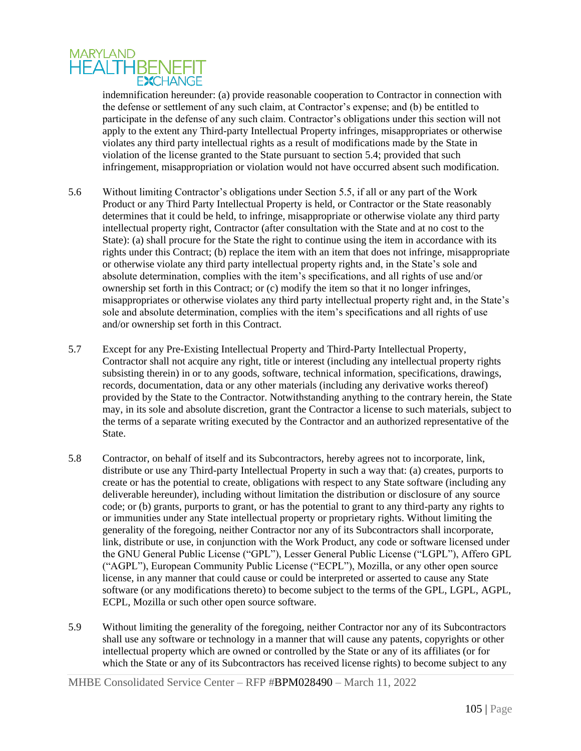indemnification hereunder: (a) provide reasonable cooperation to Contractor in connection with the defense or settlement of any such claim, at Contractor's expense; and (b) be entitled to participate in the defense of any such claim. Contractor's obligations under this section will not apply to the extent any Third-party Intellectual Property infringes, misappropriates or otherwise violates any third party intellectual rights as a result of modifications made by the State in violation of the license granted to the State pursuant to section 5.4; provided that such infringement, misappropriation or violation would not have occurred absent such modification.

5.6 Without limiting Contractor's obligations under Section 5.5, if all or any part of the Work Product or any Third Party Intellectual Property is held, or Contractor or the State reasonably determines that it could be held, to infringe, misappropriate or otherwise violate any third party intellectual property right, Contractor (after consultation with the State and at no cost to the State): (a) shall procure for the State the right to continue using the item in accordance with its rights under this Contract; (b) replace the item with an item that does not infringe, misappropriate or otherwise violate any third party intellectual property rights and, in the State's sole and absolute determination, complies with the item's specifications, and all rights of use and/or ownership set forth in this Contract; or (c) modify the item so that it no longer infringes, misappropriates or otherwise violates any third party intellectual property right and, in the State's sole and absolute determination, complies with the item's specifications and all rights of use and/or ownership set forth in this Contract.

5.7 Except for any Pre-Existing Intellectual Property and Third-Party Intellectual Property, Contractor shall not acquire any right, title or interest (including any intellectual property rights subsisting therein) in or to any goods, software, technical information, specifications, drawings, records, documentation, data or any other materials (including any derivative works thereof) provided by the State to the Contractor. Notwithstanding anything to the contrary herein, the State may, in its sole and absolute discretion, grant the Contractor a license to such materials, subject to the terms of a separate writing executed by the Contractor and an authorized representative of the State.

5.8 Contractor, on behalf of itself and its Subcontractors, hereby agrees not to incorporate, link, distribute or use any Third-party Intellectual Property in such a way that: (a) creates, purports to create or has the potential to create, obligations with respect to any State software (including any deliverable hereunder), including without limitation the distribution or disclosure of any source code; or (b) grants, purports to grant, or has the potential to grant to any third-party any rights to or immunities under any State intellectual property or proprietary rights. Without limiting the generality of the foregoing, neither Contractor nor any of its Subcontractors shall incorporate, link, distribute or use, in conjunction with the Work Product, any code or software licensed under the GNU General Public License ("GPL"), Lesser General Public License ("LGPL"), Affero GPL ("AGPL"), European Community Public License ("ECPL"), Mozilla, or any other open source license, in any manner that could cause or could be interpreted or asserted to cause any State software (or any modifications thereto) to become subject to the terms of the GPL, LGPL, AGPL, ECPL, Mozilla or such other open source software.

5.9 Without limiting the generality of the foregoing, neither Contractor nor any of its Subcontractors shall use any software or technology in a manner that will cause any patents, copyrights or other intellectual property which are owned or controlled by the State or any of its affiliates (or for which the State or any of its Subcontractors has received license rights) to become subject to any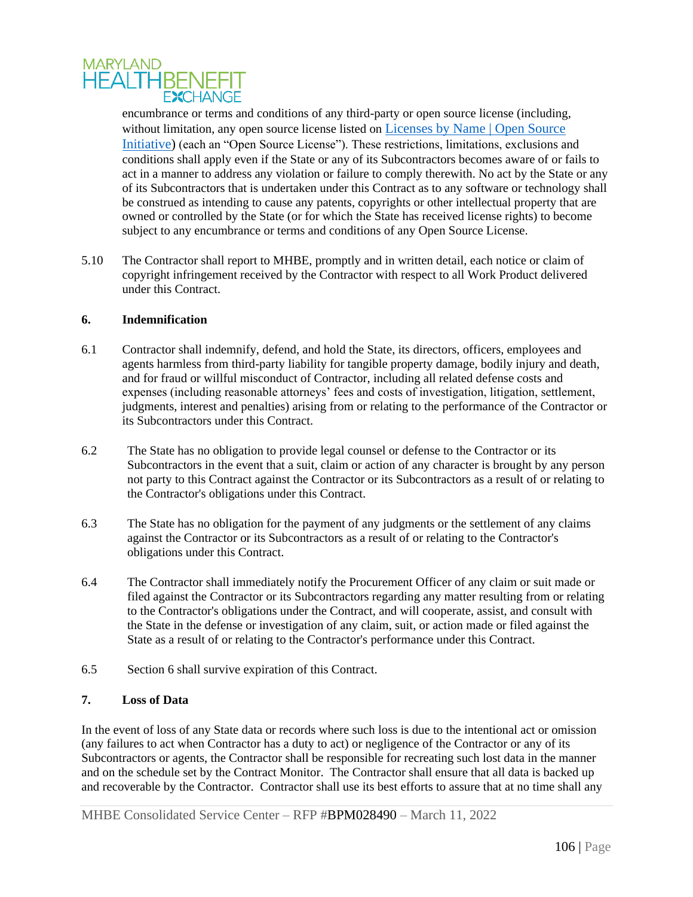encumbrance or terms and conditions of any third-party or open source license (including, without limitation, any open source license listed on [Licenses by Name | Open Source Initiative](https://opensource.org/licenses)) (each an "Open Source License"). These restrictions, limitations, exclusions and conditions shall apply even if the State or any of its Subcontractors becomes aware of or fails to act in a manner to address any violation or failure to comply therewith. No act by the State or any of its Subcontractors that is undertaken under this Contract as to any software or technology shall be construed as intending to cause any patents, copyrights or other intellectual property that are owned or controlled by the State (or for which the State has received license rights) to become subject to any encumbrance or terms and conditions of any Open Source License.

5.10 The Contractor shall report to MHBE, promptly and in written detail, each notice or claim of copyright infringement received by the Contractor with respect to all Work Product delivered under this Contract.

**6. Indemnification**

6.1 Contractor shall indemnify, defend, and hold the State, its directors, officers, employees and agents harmless from third-party liability for tangible property damage, bodily injury and death, and for fraud or willful misconduct of Contractor, including all related defense costs and expenses (including reasonable attorneys' fees and costs of investigation, litigation, settlement, judgments, interest and penalties) arising from or relating to the performance of the Contractor or its Subcontractors under this Contract.

6.2 The State has no obligation to provide legal counsel or defense to the Contractor or its Subcontractors in the event that a suit, claim or action of any character is brought by any person not party to this Contract against the Contractor or its Subcontractors as a result of or relating to the Contractor's obligations under this Contract.

6.3 The State has no obligation for the payment of any judgments or the settlement of any claims against the Contractor or its Subcontractors as a result of or relating to the Contractor's obligations under this Contract.

6.4 The Contractor shall immediately notify the Procurement Officer of any claim or suit made or filed against the Contractor or its Subcontractors regarding any matter resulting from or relating to the Contractor's obligations under the Contract, and will cooperate, assist, and consult with the State in the defense or investigation of any claim, suit, or action made or filed against the State as a result of or relating to the Contractor's performance under this Contract.

6.5 Section 6 shall survive expiration of this Contract.

**7. Loss of Data**

In the event of loss of any State data or records where such loss is due to the intentional act or omission (any failures to act when Contractor has a duty to act) or negligence of the Contractor or any of its Subcontractors or agents, the Contractor shall be responsible for recreating such lost data in the manner and on the schedule set by the Contract Monitor. The Contractor shall ensure that all data is backed up and recoverable by the Contractor. Contractor shall use its best efforts to assure that at no time shall any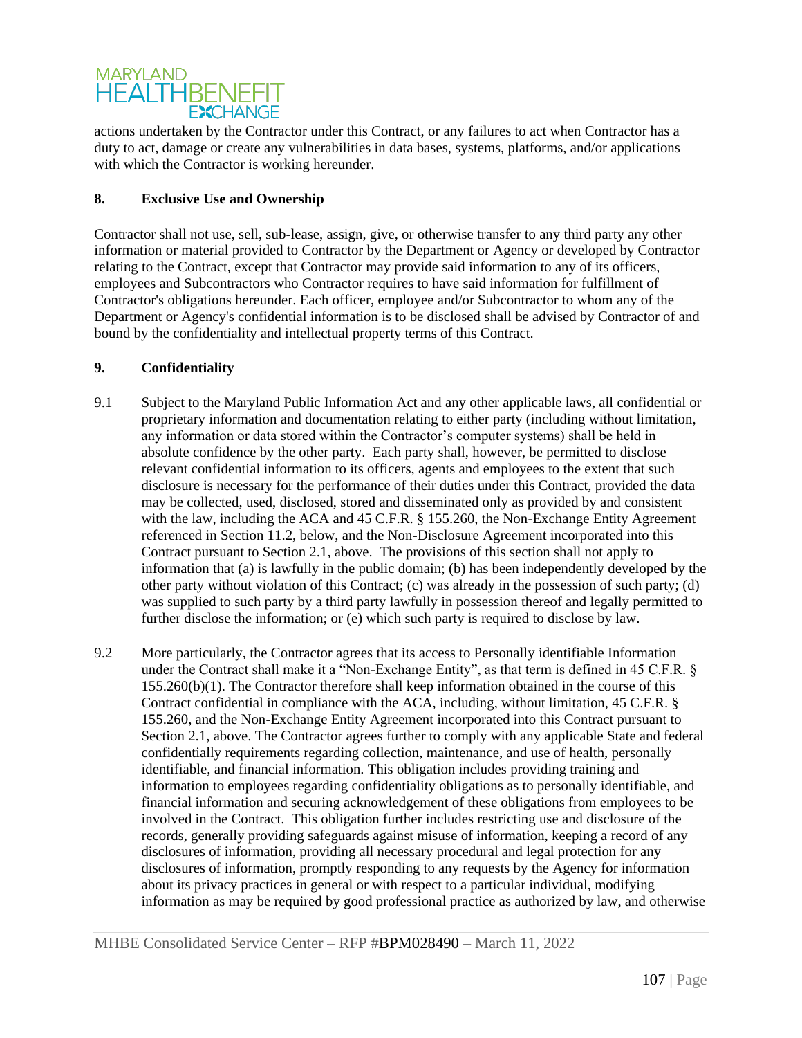actions undertaken by the Contractor under this Contract, or any failures to act when Contractor has a duty to act, damage or create any vulnerabilities in data bases, systems, platforms, and/or applications with which the Contractor is working hereunder.

**8. Exclusive Use and Ownership**

Contractor shall not use, sell, sub-lease, assign, give, or otherwise transfer to any third party any other information or material provided to Contractor by the Department or Agency or developed by Contractor relating to the Contract, except that Contractor may provide said information to any of its officers, employees and Subcontractors who Contractor requires to have said information for fulfillment of Contractor's obligations hereunder. Each officer, employee and/or Subcontractor to whom any of the Department or Agency's confidential information is to be disclosed shall be advised by Contractor of and bound by the confidentiality and intellectual property terms of this Contract.

**9. Confidentiality**

9.1 Subject to the Maryland Public Information Act and any other applicable laws, all confidential or proprietary information and documentation relating to either party (including without limitation, any information or data stored within the Contractor's computer systems) shall be held in absolute confidence by the other party. Each party shall, however, be permitted to disclose relevant confidential information to its officers, agents and employees to the extent that such disclosure is necessary for the performance of their duties under this Contract, provided the data may be collected, used, disclosed, stored and disseminated only as provided by and consistent with the law, including the ACA and 45 C.F.R. § 155.260, the Non-Exchange Entity Agreement referenced in Section 11.2, below, and the Non-Disclosure Agreement incorporated into this Contract pursuant to Section 2.1, above. The provisions of this section shall not apply to information that (a) is lawfully in the public domain; (b) has been independently developed by the other party without violation of this Contract; (c) was already in the possession of such party; (d) was supplied to such party by a third party lawfully in possession thereof and legally permitted to further disclose the information; or (e) which such party is required to disclose by law.

9.2 More particularly, the Contractor agrees that its access to Personally identifiable Information under the Contract shall make it a "Non-Exchange Entity", as that term is defined in 45 C.F.R. § 155.260(b)(1). The Contractor therefore shall keep information obtained in the course of this Contract confidential in compliance with the ACA, including, without limitation, 45 C.F.R. § 155.260, and the Non-Exchange Entity Agreement incorporated into this Contract pursuant to Section 2.1, above. The Contractor agrees further to comply with any applicable State and federal confidentially requirements regarding collection, maintenance, and use of health, personally identifiable, and financial information. This obligation includes providing training and information to employees regarding confidentiality obligations as to personally identifiable, and financial information and securing acknowledgement of these obligations from employees to be involved in the Contract. This obligation further includes restricting use and disclosure of the records, generally providing safeguards against misuse of information, keeping a record of any disclosures of information, providing all necessary procedural and legal protection for any disclosures of information, promptly responding to any requests by the Agency for information about its privacy practices in general or with respect to a particular individual, modifying information as may be required by good professional practice as authorized by law, and otherwise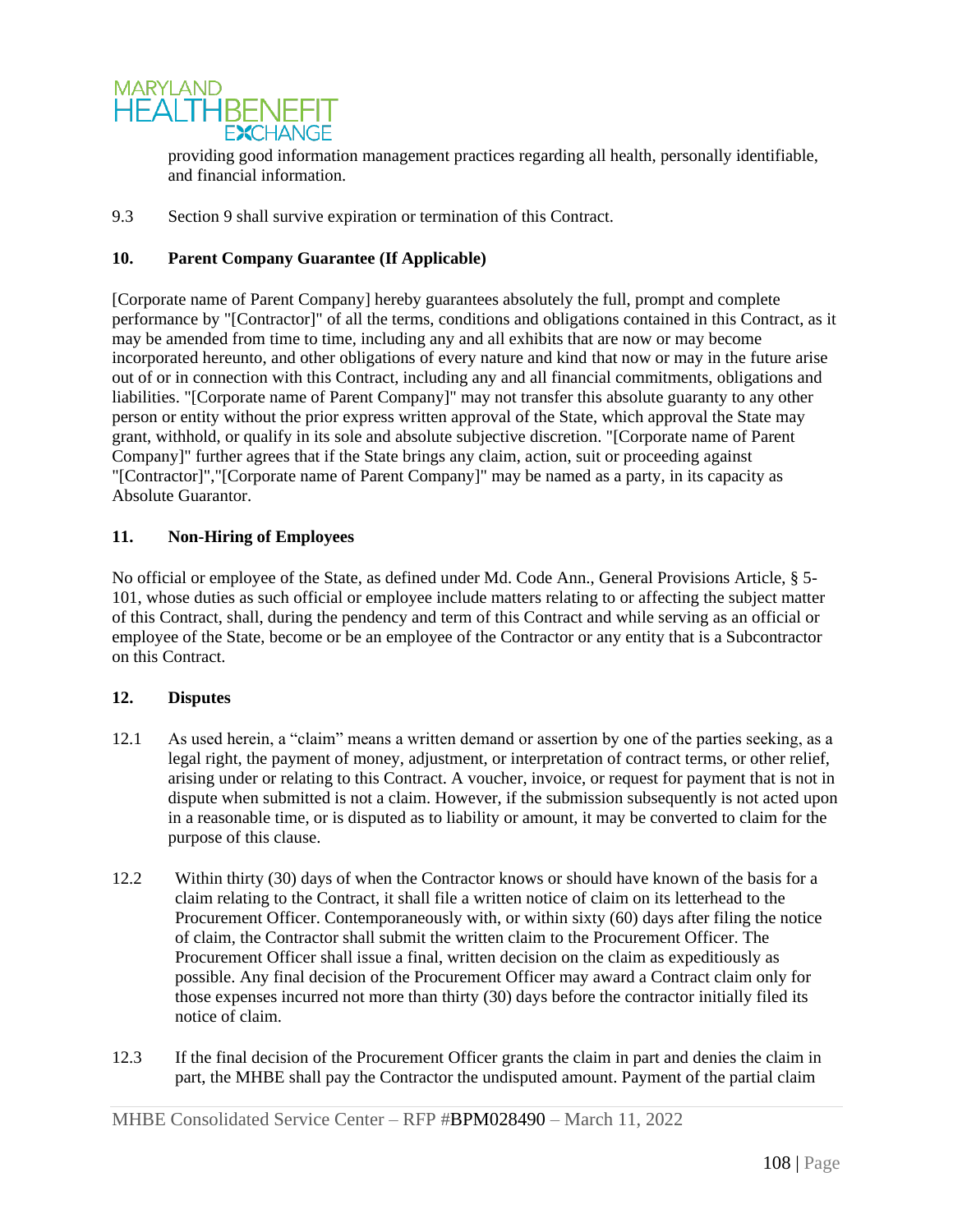providing good information management practices regarding all health, personally identifiable, and financial information.

9.3 Section 9 shall survive expiration or termination of this Contract.

### 10. Parent Company Guarantee (If Applicable)

[Corporate name of Parent Company] hereby guarantees absolutely the full, prompt and complete performance by "[Contractor]" of all the terms, conditions and obligations contained in this Contract, as it may be amended from time to time, including any and all exhibits that are now or may become incorporated hereunto, and other obligations of every nature and kind that now or may in the future arise out of or in connection with this Contract, including any and all financial commitments, obligations and liabilities. "[Corporate name of Parent Company]" may not transfer this absolute guaranty to any other person or entity without the prior express written approval of the State, which approval the State may grant, withhold, or qualify in its sole and absolute subjective discretion. "[Corporate name of Parent Company]" further agrees that if the State brings any claim, action, suit or proceeding against "[Contractor]","[Corporate name of Parent Company]" may be named as a party, in its capacity as Absolute Guarantor.

### 11. Non-Hiring of Employees

No official or employee of the State, as defined under Md. Code Ann., General Provisions Article, § 5-101, whose duties as such official or employee include matters relating to or affecting the subject matter of this Contract, shall, during the pendency and term of this Contract and while serving as an official or employee of the State, become or be an employee of the Contractor or any entity that is a Subcontractor on this Contract.

### 12. Disputes

12.1 As used herein, a "claim" means a written demand or assertion by one of the parties seeking, as a legal right, the payment of money, adjustment, or interpretation of contract terms, or other relief, arising under or relating to this Contract. A voucher, invoice, or request for payment that is not in dispute when submitted is not a claim. However, if the submission subsequently is not acted upon in a reasonable time, or is disputed as to liability or amount, it may be converted to claim for the purpose of this clause.

12.2 Within thirty (30) days of when the Contractor knows or should have known of the basis for a claim relating to the Contract, it shall file a written notice of claim on its letterhead to the Procurement Officer. Contemporaneously with, or within sixty (60) days after filing the notice of claim, the Contractor shall submit the written claim to the Procurement Officer. The Procurement Officer shall issue a final, written decision on the claim as expeditiously as possible. Any final decision of the Procurement Officer may award a Contract claim only for those expenses incurred not more than thirty (30) days before the contractor initially filed its notice of claim.

12.3 If the final decision of the Procurement Officer grants the claim in part and denies the claim in part, the MHBE shall pay the Contractor the undisputed amount. Payment of the partial claim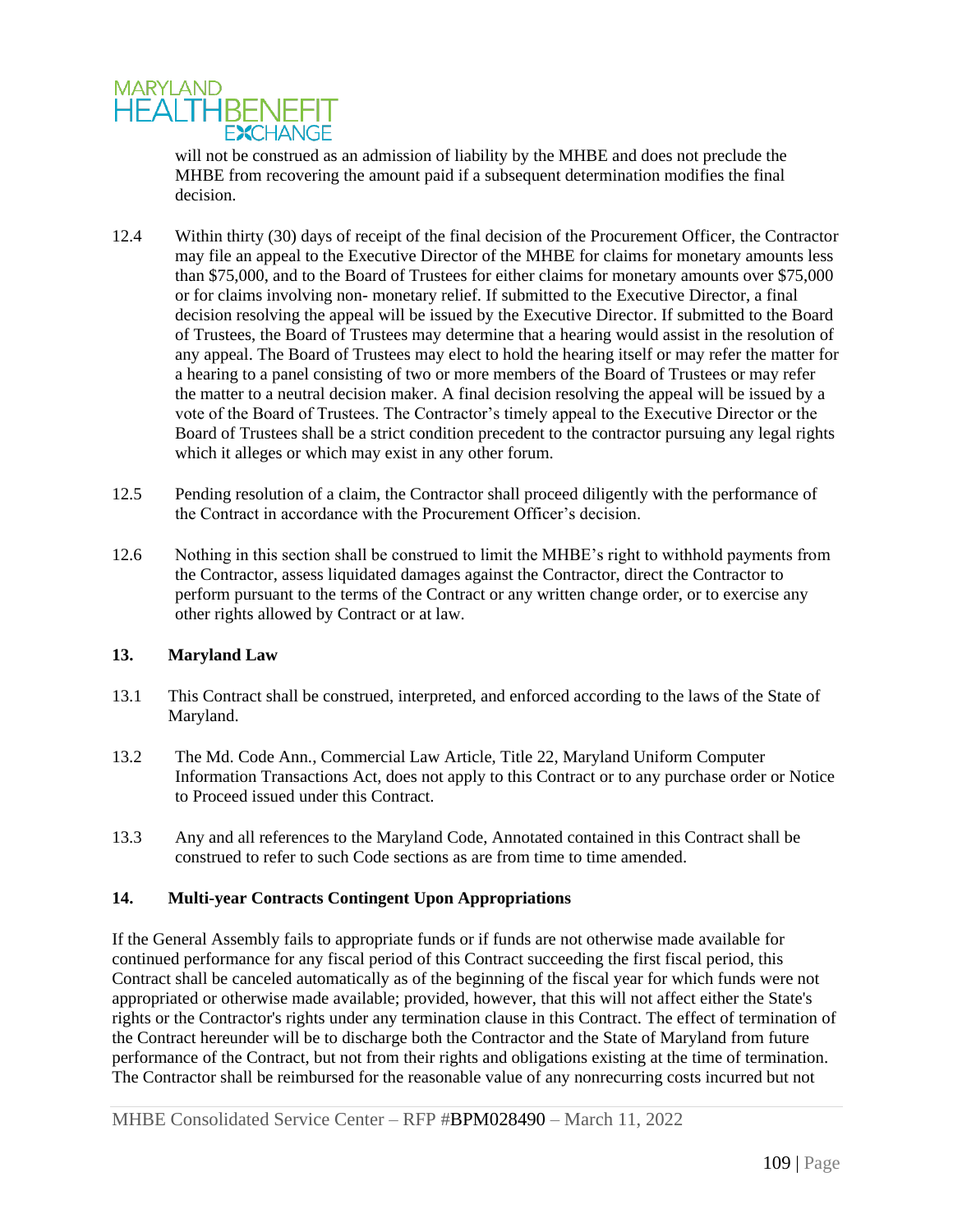will not be construed as an admission of liability by the MHBE and does not preclude the MHBE from recovering the amount paid if a subsequent determination modifies the final decision.

12.4 Within thirty (30) days of receipt of the final decision of the Procurement Officer, the Contractor may file an appeal to the Executive Director of the MHBE for claims for monetary amounts less than $75,000, and to the Board of Trustees for either claims for monetary amounts over $75,000 or for claims involving non- monetary relief. If submitted to the Executive Director, a final decision resolving the appeal will be issued by the Executive Director. If submitted to the Board of Trustees, the Board of Trustees may determine that a hearing would assist in the resolution of any appeal. The Board of Trustees may elect to hold the hearing itself or may refer the matter for a hearing to a panel consisting of two or more members of the Board of Trustees or may refer the matter to a neutral decision maker. A final decision resolving the appeal will be issued by a vote of the Board of Trustees. The Contractor's timely appeal to the Executive Director or the Board of Trustees shall be a strict condition precedent to the contractor pursuing any legal rights which it alleges or which may exist in any other forum.

12.5 Pending resolution of a claim, the Contractor shall proceed diligently with the performance of the Contract in accordance with the Procurement Officer's decision.

12.6 Nothing in this section shall be construed to limit the MHBE's right to withhold payments from the Contractor, assess liquidated damages against the Contractor, direct the Contractor to perform pursuant to the terms of the Contract or any written change order, or to exercise any other rights allowed by Contract or at law.

**13. Maryland Law**

13.1 This Contract shall be construed, interpreted, and enforced according to the laws of the State of Maryland.

13.2 The Md. Code Ann., Commercial Law Article, Title 22, Maryland Uniform Computer Information Transactions Act, does not apply to this Contract or to any purchase order or Notice to Proceed issued under this Contract.

13.3 Any and all references to the Maryland Code, Annotated contained in this Contract shall be construed to refer to such Code sections as are from time to time amended.

**14. Multi-year Contracts Contingent Upon Appropriations**

If the General Assembly fails to appropriate funds or if funds are not otherwise made available for continued performance for any fiscal period of this Contract succeeding the first fiscal period, this Contract shall be canceled automatically as of the beginning of the fiscal year for which funds were not appropriated or otherwise made available; provided, however, that this will not affect either the State's rights or the Contractor's rights under any termination clause in this Contract. The effect of termination of the Contract hereunder will be to discharge both the Contractor and the State of Maryland from future performance of the Contract, but not from their rights and obligations existing at the time of termination. The Contractor shall be reimbursed for the reasonable value of any nonrecurring costs incurred but not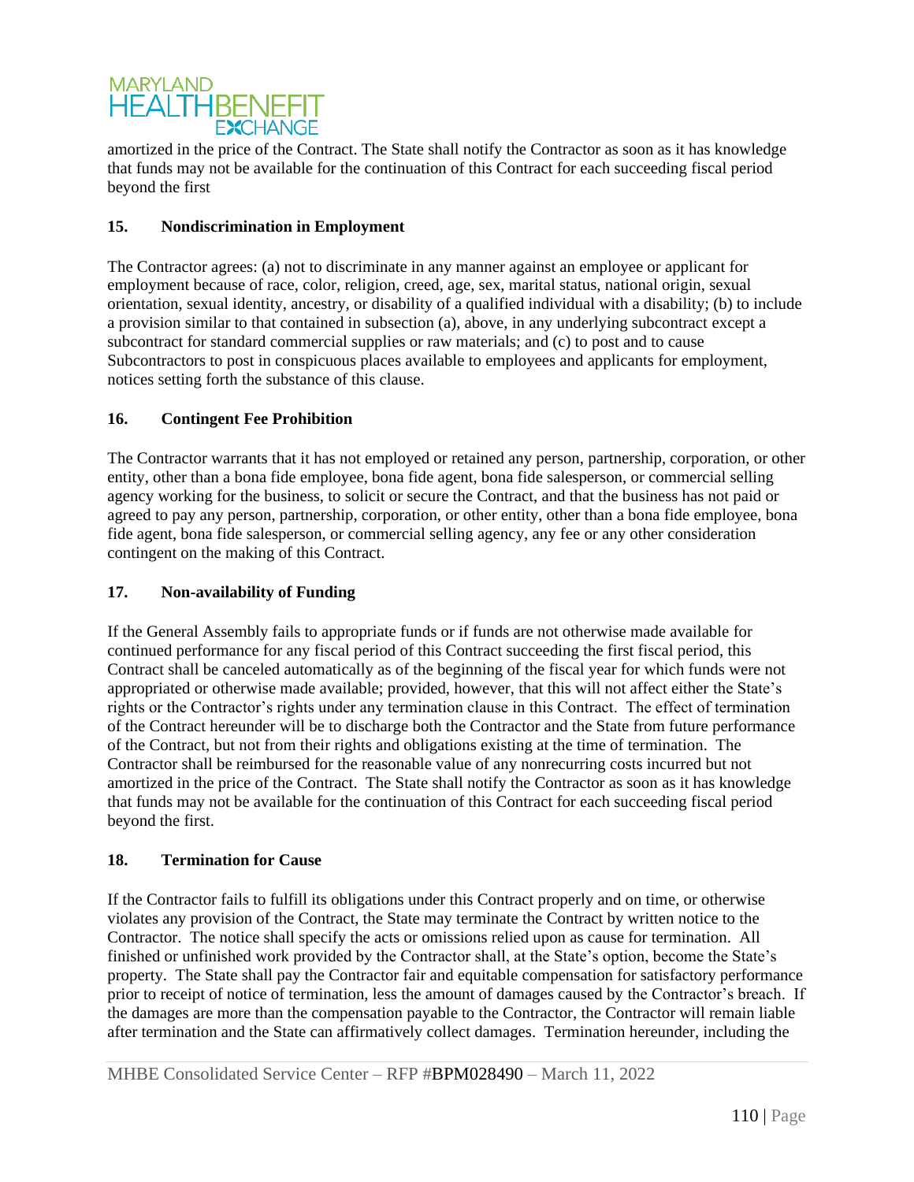amortized in the price of the Contract. The State shall notify the Contractor as soon as it has knowledge that funds may not be available for the continuation of this Contract for each succeeding fiscal period beyond the first

### 15. Nondiscrimination in Employment

The Contractor agrees: (a) not to discriminate in any manner against an employee or applicant for employment because of race, color, religion, creed, age, sex, marital status, national origin, sexual orientation, sexual identity, ancestry, or disability of a qualified individual with a disability; (b) to include a provision similar to that contained in subsection (a), above, in any underlying subcontract except a subcontract for standard commercial supplies or raw materials; and (c) to post and to cause Subcontractors to post in conspicuous places available to employees and applicants for employment, notices setting forth the substance of this clause.

### 16. Contingent Fee Prohibition

The Contractor warrants that it has not employed or retained any person, partnership, corporation, or other entity, other than a bona fide employee, bona fide agent, bona fide salesperson, or commercial selling agency working for the business, to solicit or secure the Contract, and that the business has not paid or agreed to pay any person, partnership, corporation, or other entity, other than a bona fide employee, bona fide agent, bona fide salesperson, or commercial selling agency, any fee or any other consideration contingent on the making of this Contract.

### 17. Non-availability of Funding

If the General Assembly fails to appropriate funds or if funds are not otherwise made available for continued performance for any fiscal period of this Contract succeeding the first fiscal period, this Contract shall be canceled automatically as of the beginning of the fiscal year for which funds were not appropriated or otherwise made available; provided, however, that this will not affect either the State's rights or the Contractor's rights under any termination clause in this Contract. The effect of termination of the Contract hereunder will be to discharge both the Contractor and the State from future performance of the Contract, but not from their rights and obligations existing at the time of termination. The Contractor shall be reimbursed for the reasonable value of any nonrecurring costs incurred but not amortized in the price of the Contract. The State shall notify the Contractor as soon as it has knowledge that funds may not be available for the continuation of this Contract for each succeeding fiscal period beyond the first.

### 18. Termination for Cause

If the Contractor fails to fulfill its obligations under this Contract properly and on time, or otherwise violates any provision of the Contract, the State may terminate the Contract by written notice to the Contractor. The notice shall specify the acts or omissions relied upon as cause for termination. All finished or unfinished work provided by the Contractor shall, at the State's option, become the State's property. The State shall pay the Contractor fair and equitable compensation for satisfactory performance prior to receipt of notice of termination, less the amount of damages caused by the Contractor's breach. If the damages are more than the compensation payable to the Contractor, the Contractor will remain liable after termination and the State can affirmatively collect damages. Termination hereunder, including the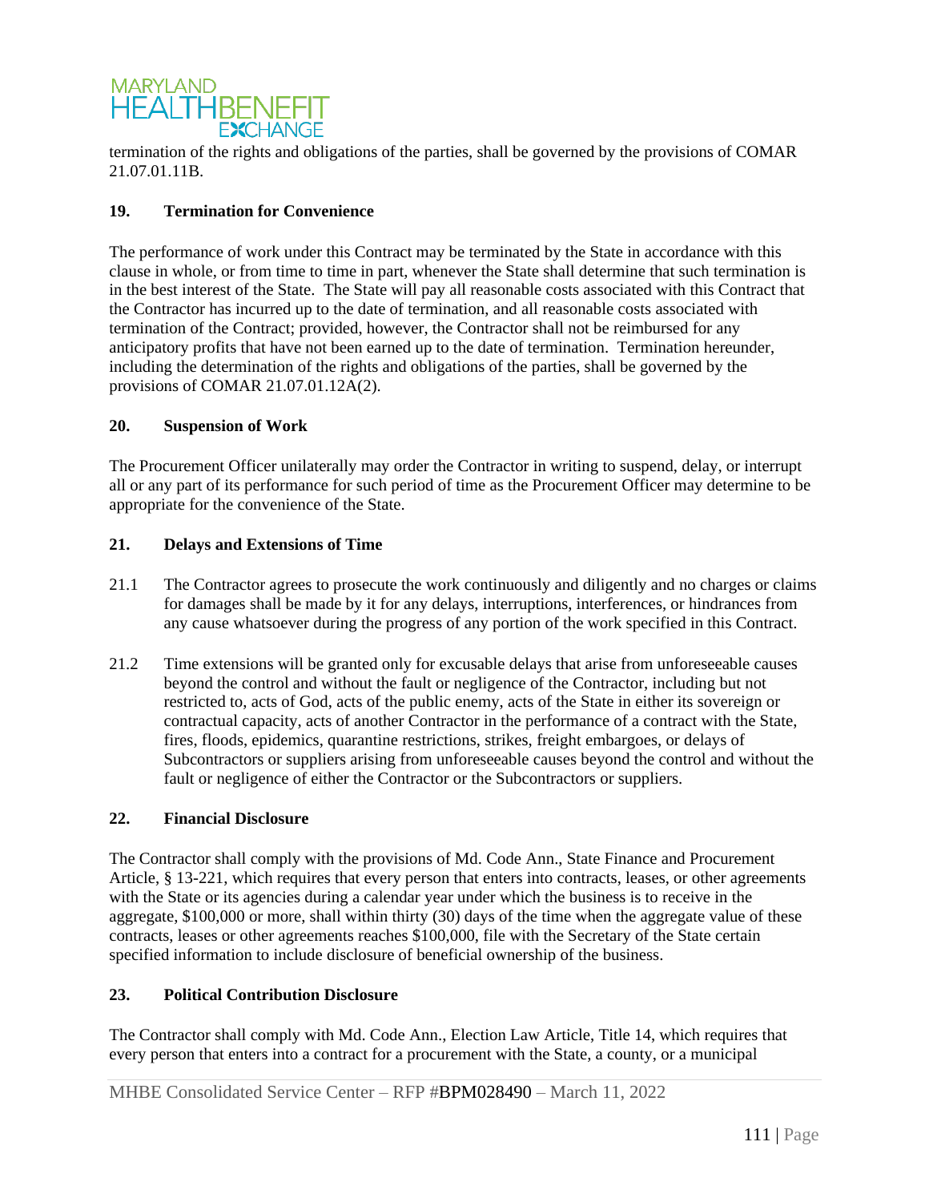termination of the rights and obligations of the parties, shall be governed by the provisions of COMAR 21.07.01.11B.

### 19. Termination for Convenience

The performance of work under this Contract may be terminated by the State in accordance with this clause in whole, or from time to time in part, whenever the State shall determine that such termination is in the best interest of the State. The State will pay all reasonable costs associated with this Contract that the Contractor has incurred up to the date of termination, and all reasonable costs associated with termination of the Contract; provided, however, the Contractor shall not be reimbursed for any anticipatory profits that have not been earned up to the date of termination. Termination hereunder, including the determination of the rights and obligations of the parties, shall be governed by the provisions of COMAR 21.07.01.12A(2).

### 20. Suspension of Work

The Procurement Officer unilaterally may order the Contractor in writing to suspend, delay, or interrupt all or any part of its performance for such period of time as the Procurement Officer may determine to be appropriate for the convenience of the State.

### 21. Delays and Extensions of Time

21.1 The Contractor agrees to prosecute the work continuously and diligently and no charges or claims for damages shall be made by it for any delays, interruptions, interferences, or hindrances from any cause whatsoever during the progress of any portion of the work specified in this Contract.

21.2 Time extensions will be granted only for excusable delays that arise from unforeseeable causes beyond the control and without the fault or negligence of the Contractor, including but not restricted to, acts of God, acts of the public enemy, acts of the State in either its sovereign or contractual capacity, acts of another Contractor in the performance of a contract with the State, fires, floods, epidemics, quarantine restrictions, strikes, freight embargoes, or delays of Subcontractors or suppliers arising from unforeseeable causes beyond the control and without the fault or negligence of either the Contractor or the Subcontractors or suppliers.

### 22. Financial Disclosure

The Contractor shall comply with the provisions of Md. Code Ann., State Finance and Procurement Article, § 13-221, which requires that every person that enters into contracts, leases, or other agreements with the State or its agencies during a calendar year under which the business is to receive in the aggregate, $100,000 or more, shall within thirty (30) days of the time when the aggregate value of these contracts, leases or other agreements reaches $100,000, file with the Secretary of the State certain specified information to include disclosure of beneficial ownership of the business.

### 23. Political Contribution Disclosure

The Contractor shall comply with Md. Code Ann., Election Law Article, Title 14, which requires that every person that enters into a contract for a procurement with the State, a county, or a municipal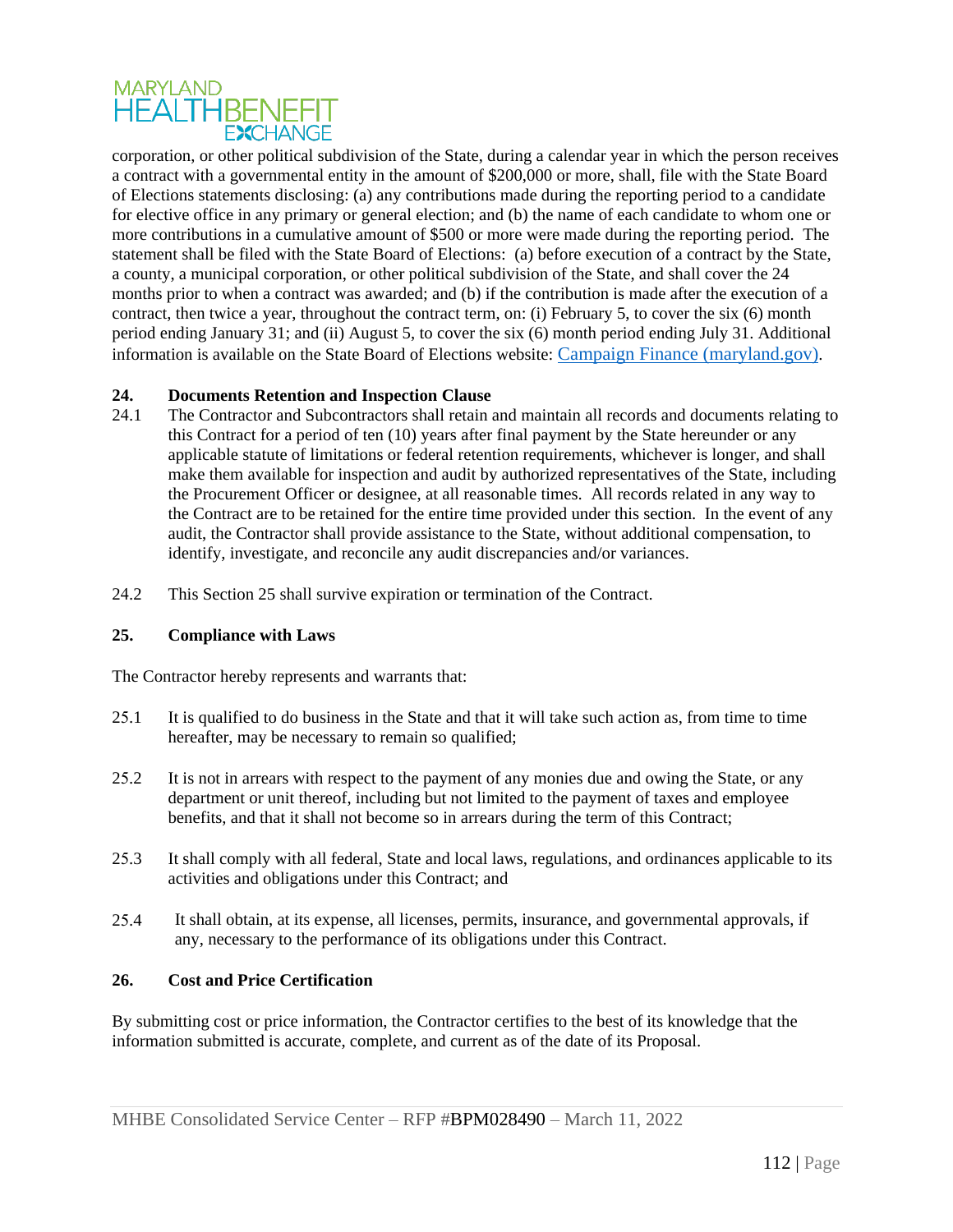corporation, or other political subdivision of the State, during a calendar year in which the person receives a contract with a governmental entity in the amount of $200,000 or more, shall, file with the State Board of Elections statements disclosing: (a) any contributions made during the reporting period to a candidate for elective office in any primary or general election; and (b) the name of each candidate to whom one or more contributions in a cumulative amount of $500 or more were made during the reporting period. The statement shall be filed with the State Board of Elections: (a) before execution of a contract by the State, a county, a municipal corporation, or other political subdivision of the State, and shall cover the 24 months prior to when a contract was awarded; and (b) if the contribution is made after the execution of a contract, then twice a year, throughout the contract term, on: (i) February 5, to cover the six (6) month period ending January 31; and (ii) August 5, to cover the six (6) month period ending July 31. Additional information is available on the State Board of Elections website: [Campaign Finance (maryland.gov)](#).

**24. Documents Retention and Inspection Clause**

24.1 The Contractor and Subcontractors shall retain and maintain all records and documents relating to this Contract for a period of ten (10) years after final payment by the State hereunder or any applicable statute of limitations or federal retention requirements, whichever is longer, and shall make them available for inspection and audit by authorized representatives of the State, including the Procurement Officer or designee, at all reasonable times. All records related in any way to the Contract are to be retained for the entire time provided under this section. In the event of any audit, the Contractor shall provide assistance to the State, without additional compensation, to identify, investigate, and reconcile any audit discrepancies and/or variances.

24.2 This Section 25 shall survive expiration or termination of the Contract.

**25. Compliance with Laws**

The Contractor hereby represents and warrants that:

25.1 It is qualified to do business in the State and that it will take such action as, from time to time hereafter, may be necessary to remain so qualified;

25.2 It is not in arrears with respect to the payment of any monies due and owing the State, or any department or unit thereof, including but not limited to the payment of taxes and employee benefits, and that it shall not become so in arrears during the term of this Contract;

25.3 It shall comply with all federal, State and local laws, regulations, and ordinances applicable to its activities and obligations under this Contract; and

25.4 It shall obtain, at its expense, all licenses, permits, insurance, and governmental approvals, if any, necessary to the performance of its obligations under this Contract.

**26. Cost and Price Certification**

By submitting cost or price information, the Contractor certifies to the best of its knowledge that the information submitted is accurate, complete, and current as of the date of its Proposal.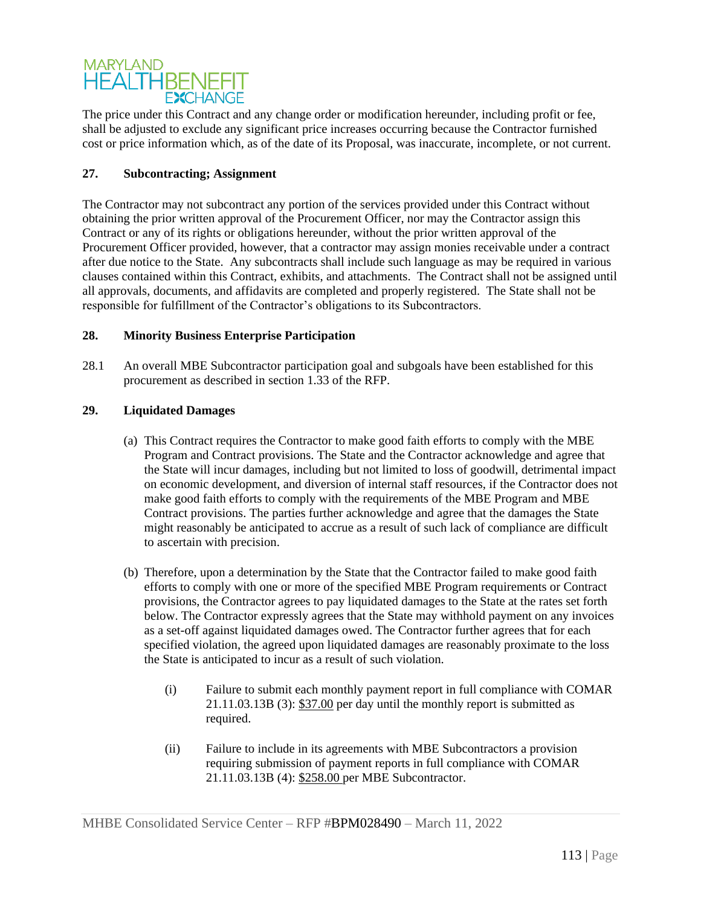The price under this Contract and any change order or modification hereunder, including profit or fee, shall be adjusted to exclude any significant price increases occurring because the Contractor furnished cost or price information which, as of the date of its Proposal, was inaccurate, incomplete, or not current.

**27. Subcontracting; Assignment**

The Contractor may not subcontract any portion of the services provided under this Contract without obtaining the prior written approval of the Procurement Officer, nor may the Contractor assign this Contract or any of its rights or obligations hereunder, without the prior written approval of the Procurement Officer provided, however, that a contractor may assign monies receivable under a contract after due notice to the State. Any subcontracts shall include such language as may be required in various clauses contained within this Contract, exhibits, and attachments. The Contract shall not be assigned until all approvals, documents, and affidavits are completed and properly registered. The State shall not be responsible for fulfillment of the Contractor's obligations to its Subcontractors.

**28. Minority Business Enterprise Participation**

28.1 An overall MBE Subcontractor participation goal and subgoals have been established for this procurement as described in section 1.33 of the RFP.

**29. Liquidated Damages**

(a) This Contract requires the Contractor to make good faith efforts to comply with the MBE Program and Contract provisions. The State and the Contractor acknowledge and agree that the State will incur damages, including but not limited to loss of goodwill, detrimental impact on economic development, and diversion of internal staff resources, if the Contractor does not make good faith efforts to comply with the requirements of the MBE Program and MBE Contract provisions. The parties further acknowledge and agree that the damages the State might reasonably be anticipated to accrue as a result of such lack of compliance are difficult to ascertain with precision.

(b) Therefore, upon a determination by the State that the Contractor failed to make good faith efforts to comply with one or more of the specified MBE Program requirements or Contract provisions, the Contractor agrees to pay liquidated damages to the State at the rates set forth below. The Contractor expressly agrees that the State may withhold payment on any invoices as a set-off against liquidated damages owed. The Contractor further agrees that for each specified violation, the agreed upon liquidated damages are reasonably proximate to the loss the State is anticipated to incur as a result of such violation.

(i) Failure to submit each monthly payment report in full compliance with COMAR 21.11.03.13B (3): $37.00 per day until the monthly report is submitted as required.

(ii) Failure to include in its agreements with MBE Subcontractors a provision requiring submission of payment reports in full compliance with COMAR 21.11.03.13B (4): $258.00 per MBE Subcontractor.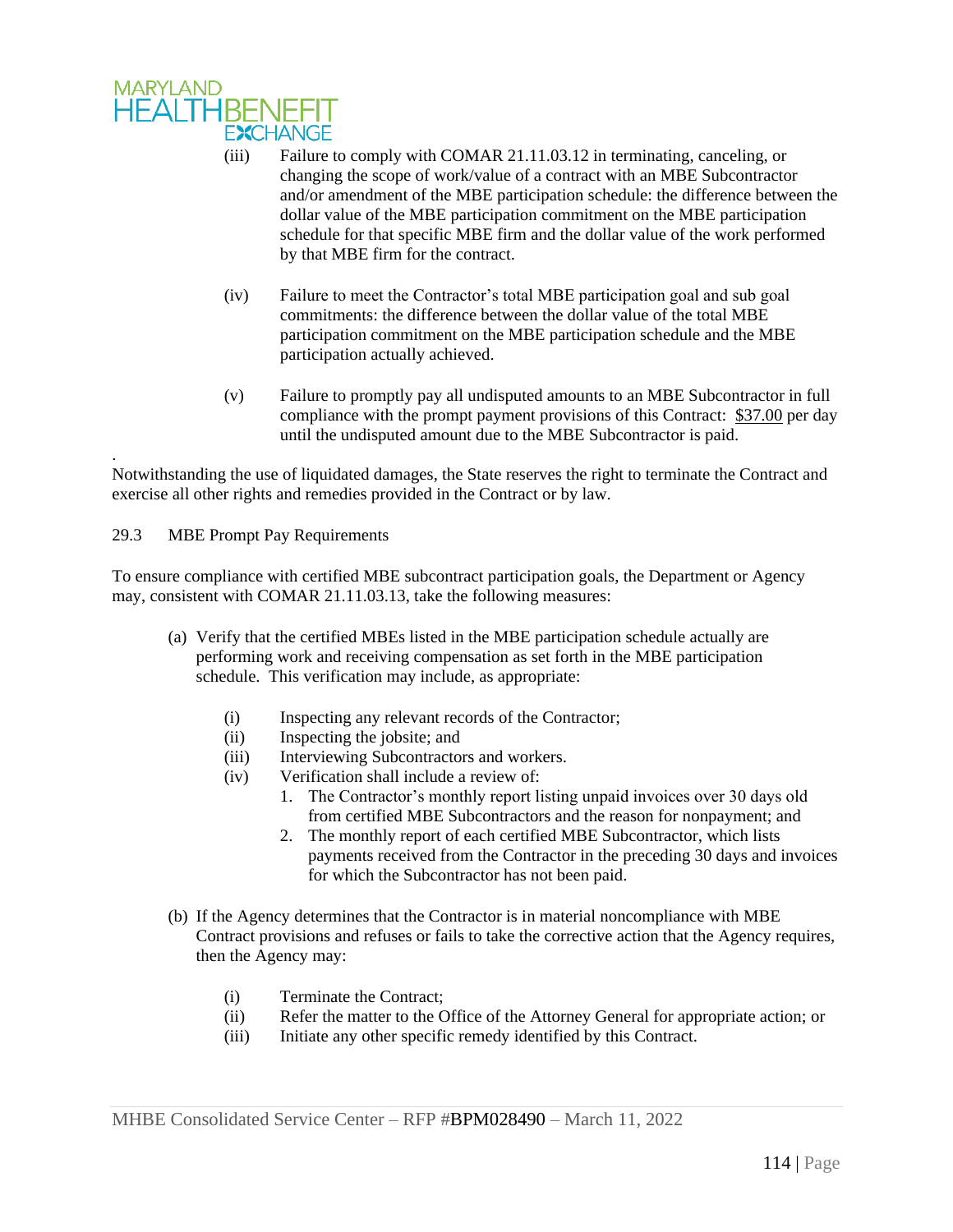(iii) Failure to comply with COMAR 21.11.03.12 in terminating, canceling, or changing the scope of work/value of a contract with an MBE Subcontractor and/or amendment of the MBE participation schedule: the difference between the dollar value of the MBE participation commitment on the MBE participation schedule for that specific MBE firm and the dollar value of the work performed by that MBE firm for the contract.

(iv) Failure to meet the Contractor's total MBE participation goal and sub goal commitments: the difference between the dollar value of the total MBE participation commitment on the MBE participation schedule and the MBE participation actually achieved.

(v) Failure to promptly pay all undisputed amounts to an MBE Subcontractor in full compliance with the prompt payment provisions of this Contract: $37.00 per day until the undisputed amount due to the MBE Subcontractor is paid.

.
Notwithstanding the use of liquidated damages, the State reserves the right to terminate the Contract and exercise all other rights and remedies provided in the Contract or by law.

29.3 MBE Prompt Pay Requirements

To ensure compliance with certified MBE subcontract participation goals, the Department or Agency may, consistent with COMAR 21.11.03.13, take the following measures:

(a) Verify that the certified MBEs listed in the MBE participation schedule actually are performing work and receiving compensation as set forth in the MBE participation schedule. This verification may include, as appropriate:

   (i) Inspecting any relevant records of the Contractor;
   (ii) Inspecting the jobsite; and
   (iii) Interviewing Subcontractors and workers.
   (iv) Verification shall include a review of:
      1. The Contractor's monthly report listing unpaid invoices over 30 days old from certified MBE Subcontractors and the reason for nonpayment; and
      2. The monthly report of each certified MBE Subcontractor, which lists payments received from the Contractor in the preceding 30 days and invoices for which the Subcontractor has not been paid.

(b) If the Agency determines that the Contractor is in material noncompliance with MBE Contract provisions and refuses or fails to take the corrective action that the Agency requires, then the Agency may:

   (i) Terminate the Contract;
   (ii) Refer the matter to the Office of the Attorney General for appropriate action; or
   (iii) Initiate any other specific remedy identified by this Contract.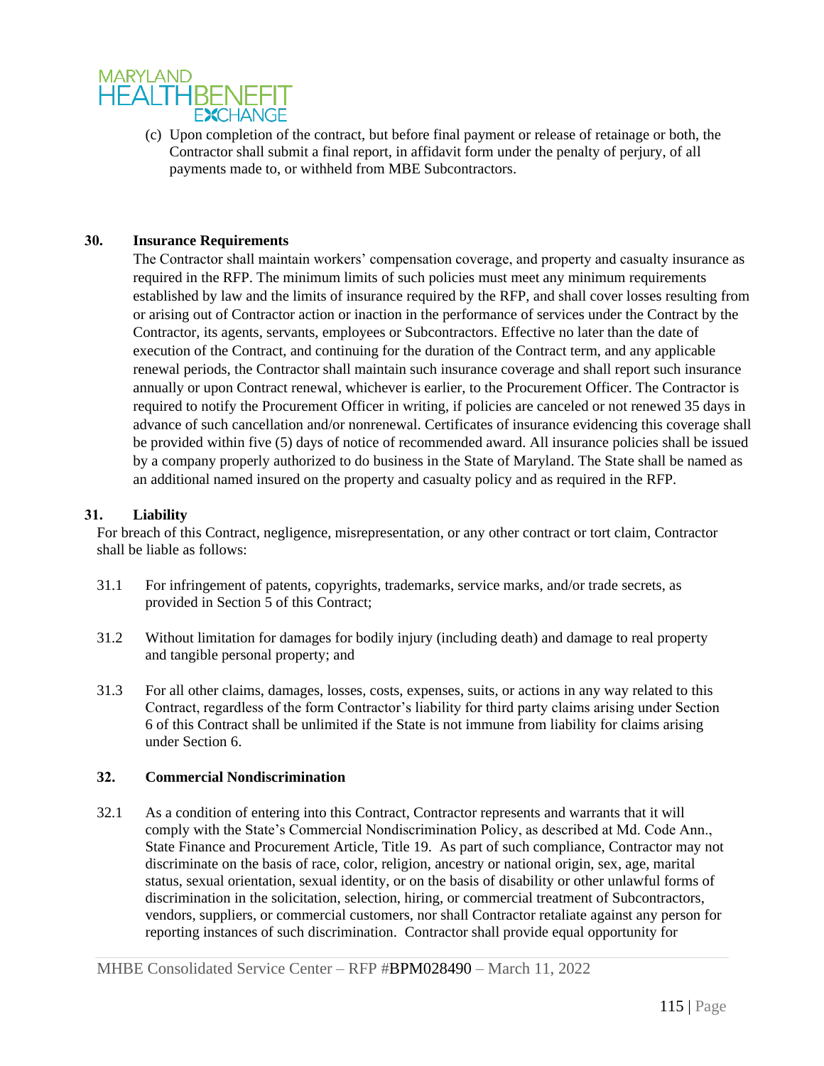(c) Upon completion of the contract, but before final payment or release of retainage or both, the Contractor shall submit a final report, in affidavit form under the penalty of perjury, of all payments made to, or withheld from MBE Subcontractors.

## 30. Insurance Requirements

The Contractor shall maintain workers' compensation coverage, and property and casualty insurance as required in the RFP. The minimum limits of such policies must meet any minimum requirements established by law and the limits of insurance required by the RFP, and shall cover losses resulting from or arising out of Contractor action or inaction in the performance of services under the Contract by the Contractor, its agents, servants, employees or Subcontractors. Effective no later than the date of execution of the Contract, and continuing for the duration of the Contract term, and any applicable renewal periods, the Contractor shall maintain such insurance coverage and shall report such insurance annually or upon Contract renewal, whichever is earlier, to the Procurement Officer. The Contractor is required to notify the Procurement Officer in writing, if policies are canceled or not renewed 35 days in advance of such cancellation and/or nonrenewal. Certificates of insurance evidencing this coverage shall be provided within five (5) days of notice of recommended award. All insurance policies shall be issued by a company properly authorized to do business in the State of Maryland. The State shall be named as an additional named insured on the property and casualty policy and as required in the RFP.

## 31. Liability

For breach of this Contract, negligence, misrepresentation, or any other contract or tort claim, Contractor shall be liable as follows:

31.1 For infringement of patents, copyrights, trademarks, service marks, and/or trade secrets, as provided in Section 5 of this Contract;

31.2 Without limitation for damages for bodily injury (including death) and damage to real property and tangible personal property; and

31.3 For all other claims, damages, losses, costs, expenses, suits, or actions in any way related to this Contract, regardless of the form Contractor's liability for third party claims arising under Section 6 of this Contract shall be unlimited if the State is not immune from liability for claims arising under Section 6.

## 32. Commercial Nondiscrimination

32.1 As a condition of entering into this Contract, Contractor represents and warrants that it will comply with the State's Commercial Nondiscrimination Policy, as described at Md. Code Ann., State Finance and Procurement Article, Title 19. As part of such compliance, Contractor may not discriminate on the basis of race, color, religion, ancestry or national origin, sex, age, marital status, sexual orientation, sexual identity, or on the basis of disability or other unlawful forms of discrimination in the solicitation, selection, hiring, or commercial treatment of Subcontractors, vendors, suppliers, or commercial customers, nor shall Contractor retaliate against any person for reporting instances of such discrimination. Contractor shall provide equal opportunity for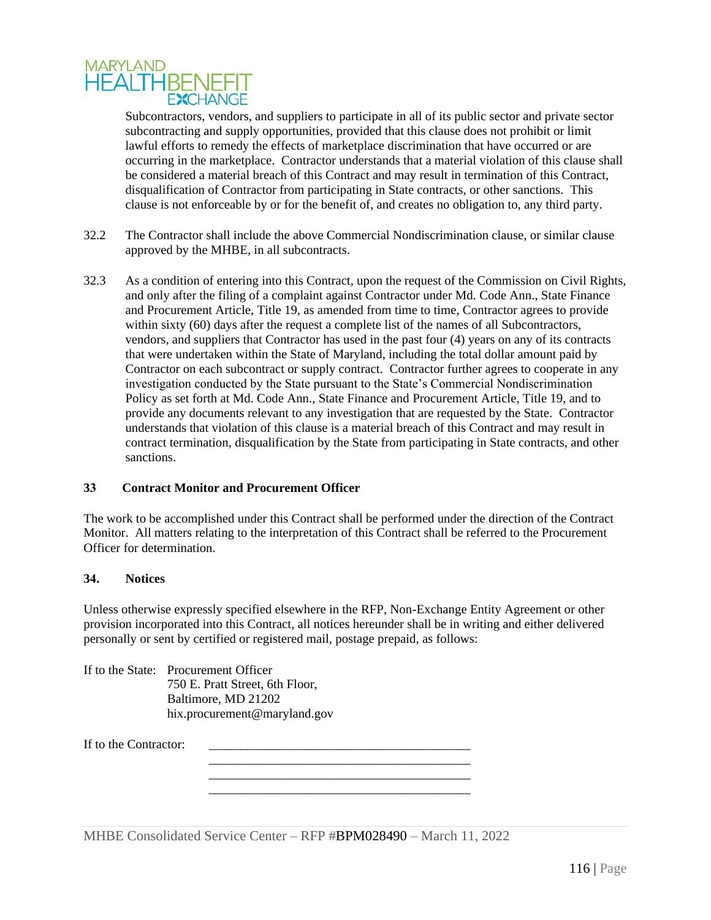Subcontractors, vendors, and suppliers to participate in all of its public sector and private sector subcontracting and supply opportunities, provided that this clause does not prohibit or limit lawful efforts to remedy the effects of marketplace discrimination that have occurred or are occurring in the marketplace. Contractor understands that a material violation of this clause shall be considered a material breach of this Contract and may result in termination of this Contract, disqualification of Contractor from participating in State contracts, or other sanctions. This clause is not enforceable by or for the benefit of, and creates no obligation to, any third party.

32.2 The Contractor shall include the above Commercial Nondiscrimination clause, or similar clause approved by the MHBE, in all subcontracts.

32.3 As a condition of entering into this Contract, upon the request of the Commission on Civil Rights, and only after the filing of a complaint against Contractor under Md. Code Ann., State Finance and Procurement Article, Title 19, as amended from time to time, Contractor agrees to provide within sixty (60) days after the request a complete list of the names of all Subcontractors, vendors, and suppliers that Contractor has used in the past four (4) years on any of its contracts that were undertaken within the State of Maryland, including the total dollar amount paid by Contractor on each subcontract or supply contract. Contractor further agrees to cooperate in any investigation conducted by the State pursuant to the State's Commercial Nondiscrimination Policy as set forth at Md. Code Ann., State Finance and Procurement Article, Title 19, and to provide any documents relevant to any investigation that are requested by the State. Contractor understands that violation of this clause is a material breach of this Contract and may result in contract termination, disqualification by the State from participating in State contracts, and other sanctions.

**33 Contract Monitor and Procurement Officer**

The work to be accomplished under this Contract shall be performed under the direction of the Contract Monitor. All matters relating to the interpretation of this Contract shall be referred to the Procurement Officer for determination.

**34. Notices**

Unless otherwise expressly specified elsewhere in the RFP, Non-Exchange Entity Agreement or other provision incorporated into this Contract, all notices hereunder shall be in writing and either delivered personally or sent by certified or registered mail, postage prepaid, as follows:

If to the State: Procurement Officer
750 E. Pratt Street, 6th Floor,
Baltimore, MD 21202
hix.procurement@maryland.gov

If to the Contractor: ________________________________________
________________________________________
________________________________________
________________________________________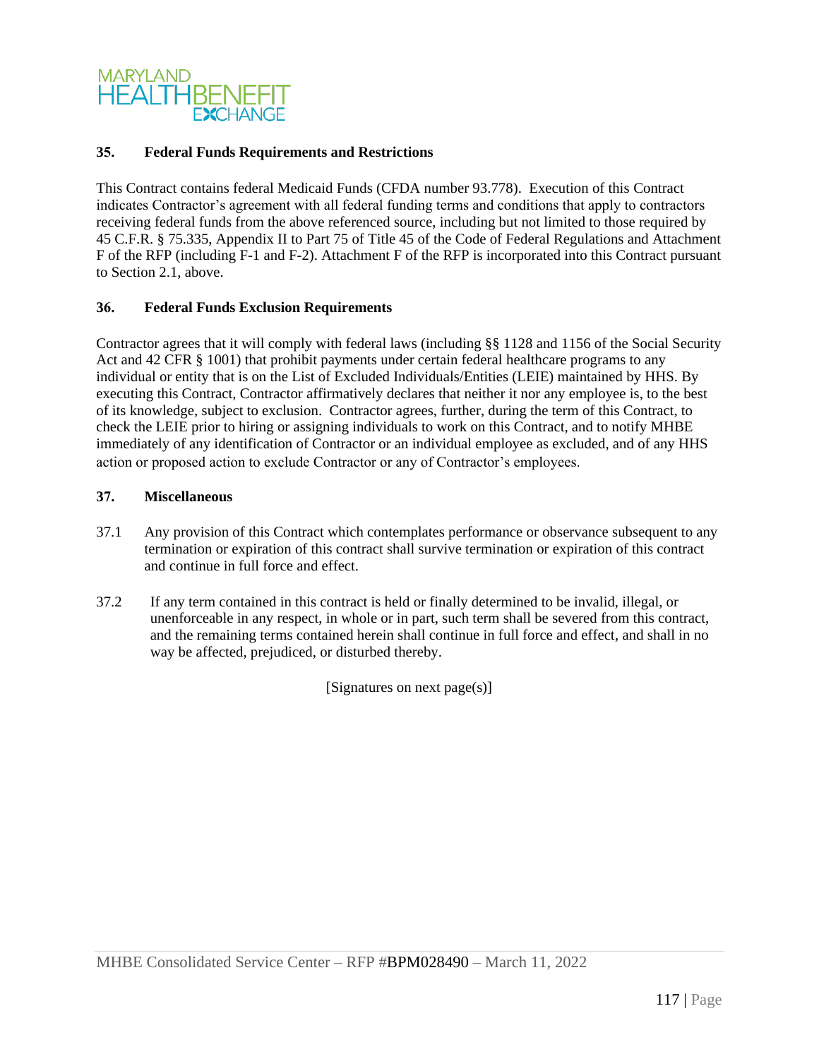## 35. Federal Funds Requirements and Restrictions

This Contract contains federal Medicaid Funds (CFDA number 93.778). Execution of this Contract indicates Contractor's agreement with all federal funding terms and conditions that apply to contractors receiving federal funds from the above referenced source, including but not limited to those required by 45 C.F.R. § 75.335, Appendix II to Part 75 of Title 45 of the Code of Federal Regulations and Attachment F of the RFP (including F-1 and F-2). Attachment F of the RFP is incorporated into this Contract pursuant to Section 2.1, above.

## 36. Federal Funds Exclusion Requirements

Contractor agrees that it will comply with federal laws (including §§ 1128 and 1156 of the Social Security Act and 42 CFR § 1001) that prohibit payments under certain federal healthcare programs to any individual or entity that is on the List of Excluded Individuals/Entities (LEIE) maintained by HHS. By executing this Contract, Contractor affirmatively declares that neither it nor any employee is, to the best of its knowledge, subject to exclusion. Contractor agrees, further, during the term of this Contract, to check the LEIE prior to hiring or assigning individuals to work on this Contract, and to notify MHBE immediately of any identification of Contractor or an individual employee as excluded, and of any HHS action or proposed action to exclude Contractor or any of Contractor's employees.

## 37. Miscellaneous

37.1 Any provision of this Contract which contemplates performance or observance subsequent to any termination or expiration of this contract shall survive termination or expiration of this contract and continue in full force and effect.

37.2 If any term contained in this contract is held or finally determined to be invalid, illegal, or unenforceable in any respect, in whole or in part, such term shall be severed from this contract, and the remaining terms contained herein shall continue in full force and effect, and shall in no way be affected, prejudiced, or disturbed thereby.

[Signatures on next page(s)]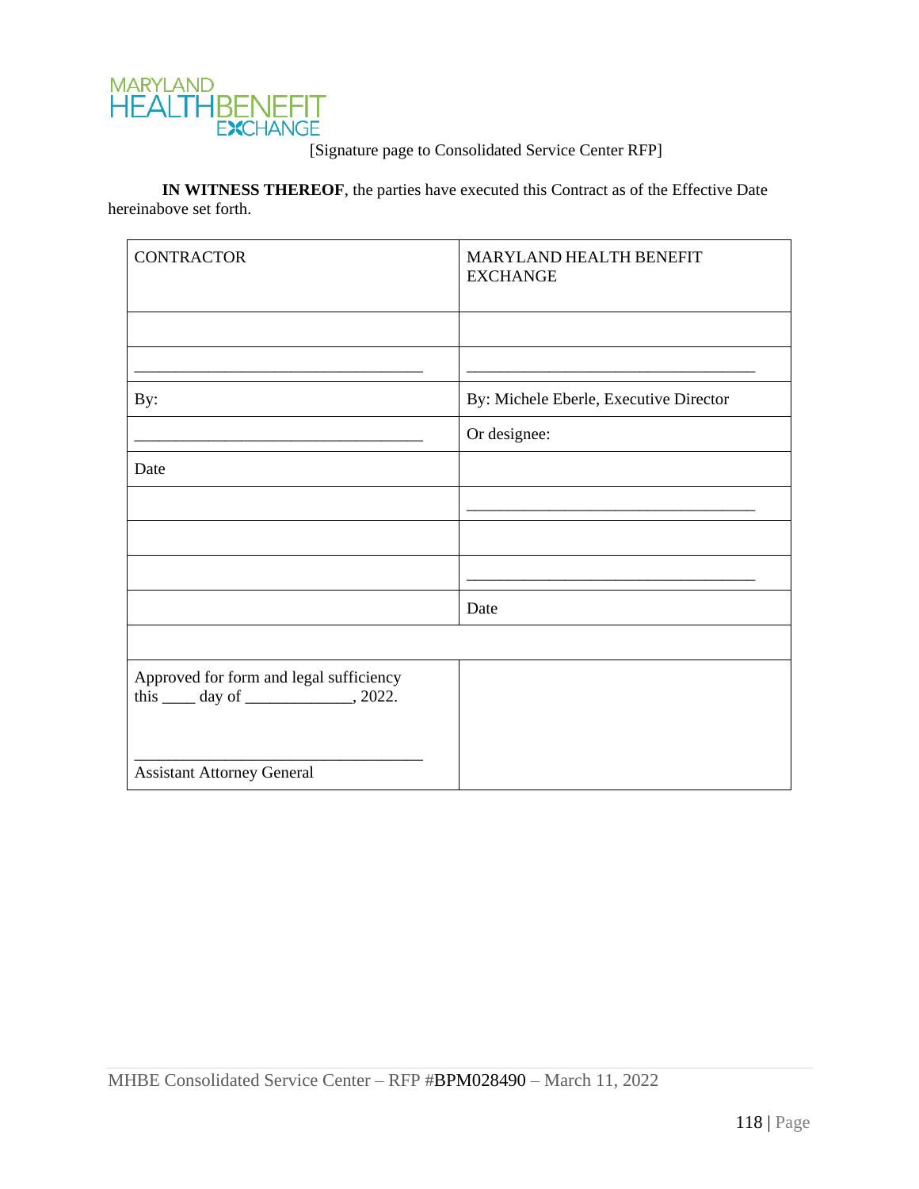[Signature page to Consolidated Service Center RFP]

**IN WITNESS THEREOF**, the parties have executed this Contract as of the Effective Date hereinabove set forth.

| | |
|---|---|
| CONTRACTOR | MARYLAND HEALTH BENEFIT EXCHANGE |
| | |
| ___________________________________ | ___________________________________ |
| By: | By: Michele Eberle, Executive Director |
| ___________________________________ | Or designee: |
| Date | |
| | ___________________________________ |
| | |
| | ___________________________________ |
| | Date |
| | |
| Approved for form and legal sufficiency this ____ day of _____________, 2022.<br><br>___________________________________<br>Assistant Attorney General | |

MHBE Consolidated Service Center – RFP #BPM028490 – March 11, 2022